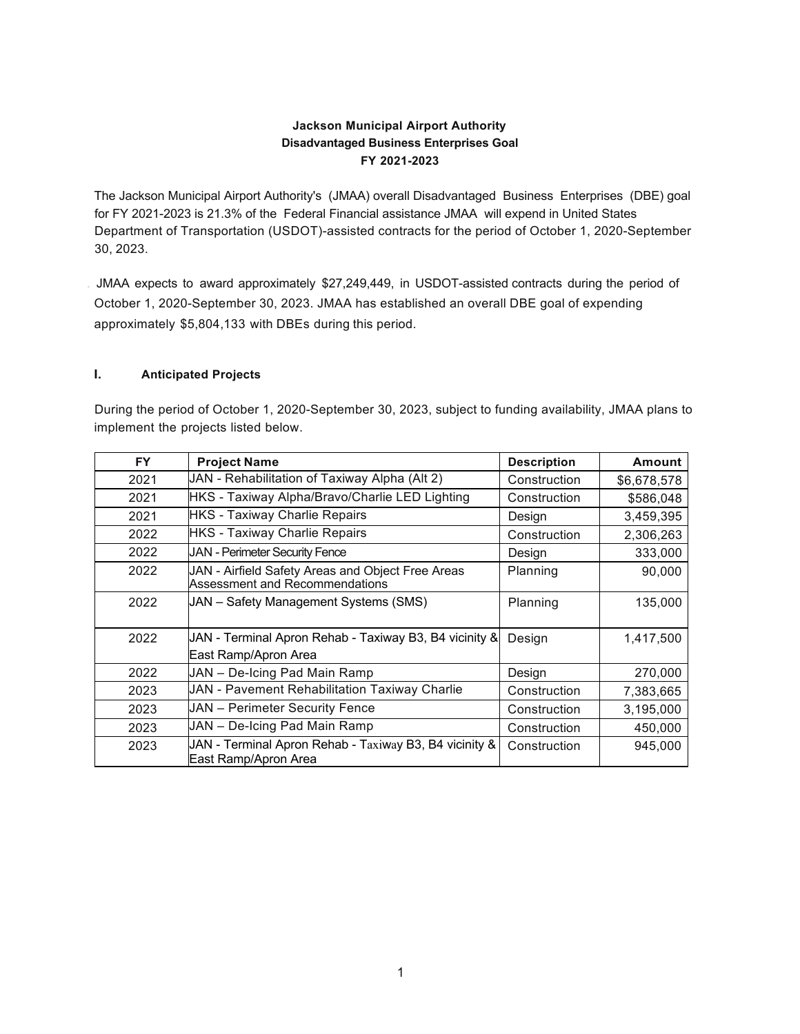**Jackson Municipal Airport Authority**
**Disadvantaged Business Enterprises Goal**
**FY 2021-2023**

The Jackson Municipal Airport Authority's (JMAA) overall Disadvantaged Business Enterprises (DBE) goal for FY 2021-2023 is 21.3% of the Federal Financial assistance JMAA will expend in United States Department of Transportation (USDOT)-assisted contracts for the period of October 1, 2020-September 30, 2023.

JMAA expects to award approximately $27,249,449, in USDOT-assisted contracts during the period of October 1, 2020-September 30, 2023. JMAA has established an overall DBE goal of expending approximately $5,804,133 with DBEs during this period.

## I. Anticipated Projects

During the period of October 1, 2020-September 30, 2023, subject to funding availability, JMAA plans to implement the projects listed below.

| FY | Project Name | Description | Amount |
|---|---|---|---|
| 2021 | JAN - Rehabilitation of Taxiway Alpha (Alt 2) | Construction | $6,678,578 |
| 2021 | HKS - Taxiway Alpha/Bravo/Charlie LED Lighting | Construction | $586,048 |
| 2021 | HKS - Taxiway Charlie Repairs | Design | 3,459,395 |
| 2022 | HKS - Taxiway Charlie Repairs | Construction | 2,306,263 |
| 2022 | JAN - Perimeter Security Fence | Design | 333,000 |
| 2022 | JAN - Airfield Safety Areas and Object Free Areas Assessment and Recommendations | Planning | 90,000 |
| 2022 | JAN – Safety Management Systems (SMS) | Planning | 135,000 |
| 2022 | JAN - Terminal Apron Rehab - Taxiway B3, B4 vicinity & East Ramp/Apron Area | Design | 1,417,500 |
| 2022 | JAN – De-Icing Pad Main Ramp | Design | 270,000 |
| 2023 | JAN - Pavement Rehabilitation Taxiway Charlie | Construction | 7,383,665 |
| 2023 | JAN – Perimeter Security Fence | Construction | 3,195,000 |
| 2023 | JAN – De-Icing Pad Main Ramp | Construction | 450,000 |
| 2023 | JAN - Terminal Apron Rehab - Taxiway B3, B4 vicinity & East Ramp/Apron Area | Construction | 945,000 |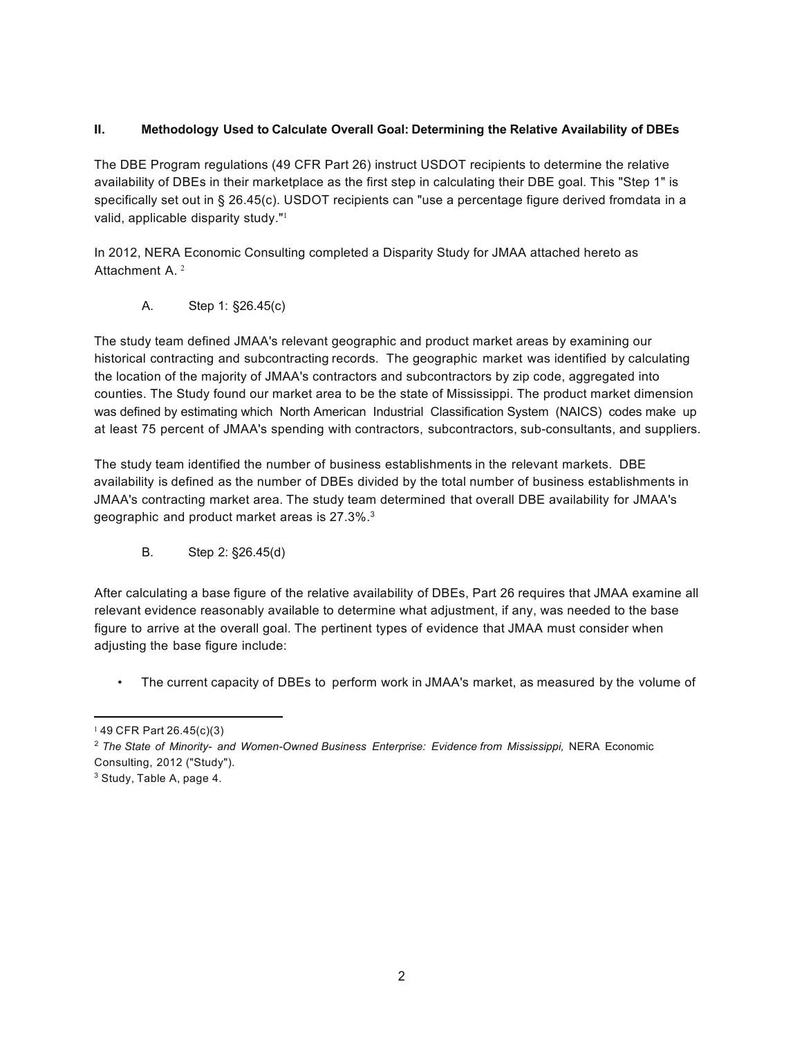## II. Methodology Used to Calculate Overall Goal: Determining the Relative Availability of DBEs

The DBE Program regulations (49 CFR Part 26) instruct USDOT recipients to determine the relative availability of DBEs in their marketplace as the first step in calculating their DBE goal. This "Step 1" is specifically set out in § 26.45(c). USDOT recipients can "use a percentage figure derived fromdata in a valid, applicable disparity study."[1]

In 2012, NERA Economic Consulting completed a Disparity Study for JMAA attached hereto as Attachment A.[2]

### A. Step 1: §26.45(c)

The study team defined JMAA's relevant geographic and product market areas by examining our historical contracting and subcontracting records. The geographic market was identified by calculating the location of the majority of JMAA's contractors and subcontractors by zip code, aggregated into counties. The Study found our market area to be the state of Mississippi. The product market dimension was defined by estimating which North American Industrial Classification System (NAICS) codes make up at least 75 percent of JMAA's spending with contractors, subcontractors, sub-consultants, and suppliers.

The study team identified the number of business establishments in the relevant markets. DBE availability is defined as the number of DBEs divided by the total number of business establishments in JMAA's contracting market area. The study team determined that overall DBE availability for JMAA's geographic and product market areas is 27.3%.[3]

### B. Step 2: §26.45(d)

After calculating a base figure of the relative availability of DBEs, Part 26 requires that JMAA examine all relevant evidence reasonably available to determine what adjustment, if any, was needed to the base figure to arrive at the overall goal. The pertinent types of evidence that JMAA must consider when adjusting the base figure include:

- The current capacity of DBEs to perform work in JMAA's market, as measured by the volume of

---

[1] 49 CFR Part 26.45(c)(3)

[2] *The State of Minority- and Women-Owned Business Enterprise: Evidence from Mississippi,* NERA Economic Consulting, 2012 ("Study").

[3] Study, Table A, page 4.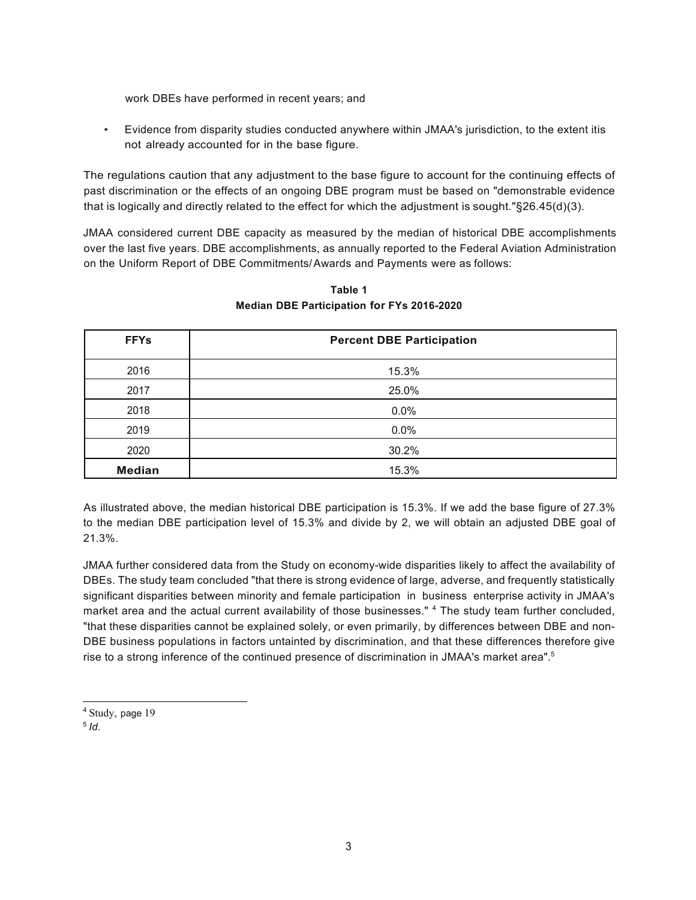work DBEs have performed in recent years; and

- Evidence from disparity studies conducted anywhere within JMAA's jurisdiction, to the extent itis not already accounted for in the base figure.

The regulations caution that any adjustment to the base figure to account for the continuing effects of past discrimination or the effects of an ongoing DBE program must be based on "demonstrable evidence that is logically and directly related to the effect for which the adjustment is sought."§26.45(d)(3).

JMAA considered current DBE capacity as measured by the median of historical DBE accomplishments over the last five years. DBE accomplishments, as annually reported to the Federal Aviation Administration on the Uniform Report of DBE Commitments/Awards and Payments were as follows:

**Table 1**
**Median DBE Participation for FYs 2016-2020**

| FFYs | Percent DBE Participation |
|---|---|
| 2016 | 15.3% |
| 2017 | 25.0% |
| 2018 | 0.0% |
| 2019 | 0.0% |
| 2020 | 30.2% |
| **Median** | 15.3% |

As illustrated above, the median historical DBE participation is 15.3%. If we add the base figure of 27.3% to the median DBE participation level of 15.3% and divide by 2, we will obtain an adjusted DBE goal of 21.3%.

JMAA further considered data from the Study on economy-wide disparities likely to affect the availability of DBEs. The study team concluded "that there is strong evidence of large, adverse, and frequently statistically significant disparities between minority and female participation in business enterprise activity in JMAA's market area and the actual current availability of those businesses." [4] The study team further concluded, "that these disparities cannot be explained solely, or even primarily, by differences between DBE and non-DBE business populations in factors untainted by discrimination, and that these differences therefore give rise to a strong inference of the continued presence of discrimination in JMAA's market area".[5]

---

[4] Study, page 19

[5] *Id.*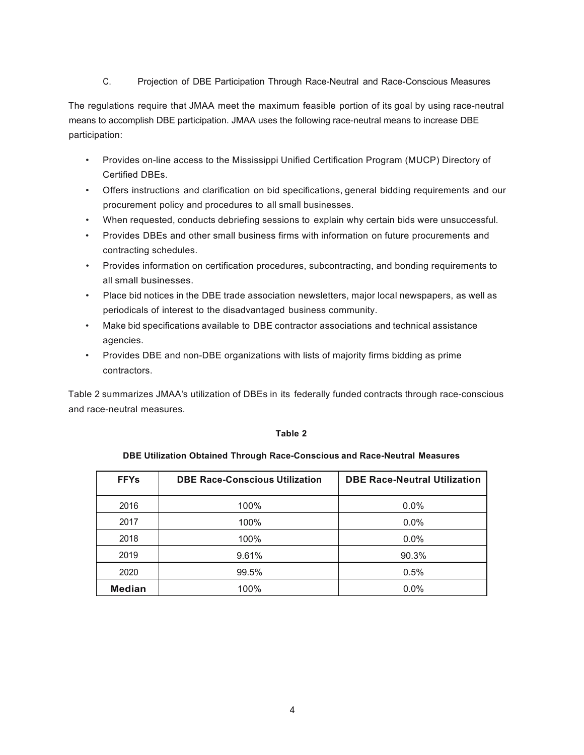## C. Projection of DBE Participation Through Race-Neutral and Race-Conscious Measures

The regulations require that JMAA meet the maximum feasible portion of its goal by using race-neutral means to accomplish DBE participation. JMAA uses the following race-neutral means to increase DBE participation:

- Provides on-line access to the Mississippi Unified Certification Program (MUCP) Directory of Certified DBEs.
- Offers instructions and clarification on bid specifications, general bidding requirements and our procurement policy and procedures to all small businesses.
- When requested, conducts debriefing sessions to explain why certain bids were unsuccessful.
- Provides DBEs and other small business firms with information on future procurements and contracting schedules.
- Provides information on certification procedures, subcontracting, and bonding requirements to all small businesses.
- Place bid notices in the DBE trade association newsletters, major local newspapers, as well as periodicals of interest to the disadvantaged business community.
- Make bid specifications available to DBE contractor associations and technical assistance agencies.
- Provides DBE and non-DBE organizations with lists of majority firms bidding as prime contractors.

Table 2 summarizes JMAA's utilization of DBEs in its federally funded contracts through race-conscious and race-neutral measures.

**Table 2**

**DBE Utilization Obtained Through Race-Conscious and Race-Neutral Measures**

| FFYs | DBE Race-Conscious Utilization | DBE Race-Neutral Utilization |
|---|---|---|
| 2016 | 100% | 0.0% |
| 2017 | 100% | 0.0% |
| 2018 | 100% | 0.0% |
| 2019 | 9.61% | 90.3% |
| 2020 | 99.5% | 0.5% |
| **Median** | 100% | 0.0% |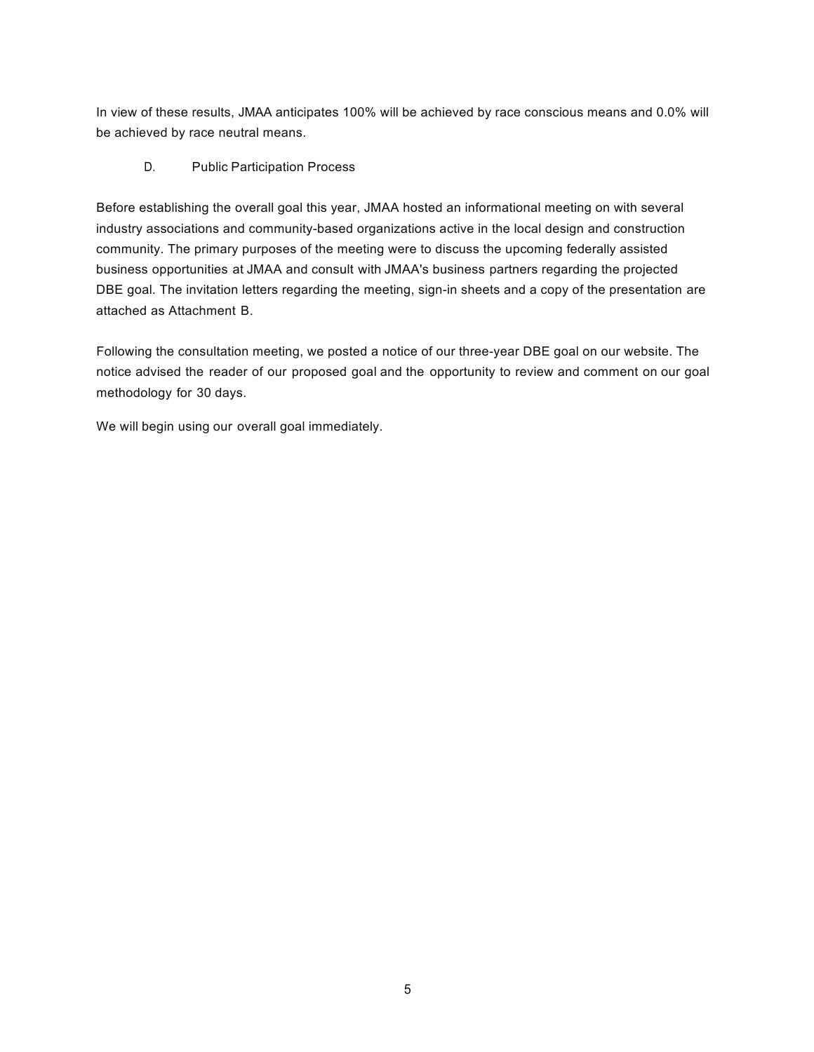In view of these results, JMAA anticipates 100% will be achieved by race conscious means and 0.0% will be achieved by race neutral means.

### D. Public Participation Process

Before establishing the overall goal this year, JMAA hosted an informational meeting on with several industry associations and community-based organizations active in the local design and construction community. The primary purposes of the meeting were to discuss the upcoming federally assisted business opportunities at JMAA and consult with JMAA's business partners regarding the projected DBE goal. The invitation letters regarding the meeting, sign-in sheets and a copy of the presentation are attached as Attachment B.

Following the consultation meeting, we posted a notice of our three-year DBE goal on our website. The notice advised the reader of our proposed goal and the opportunity to review and comment on our goal methodology for 30 days.

We will begin using our overall goal immediately.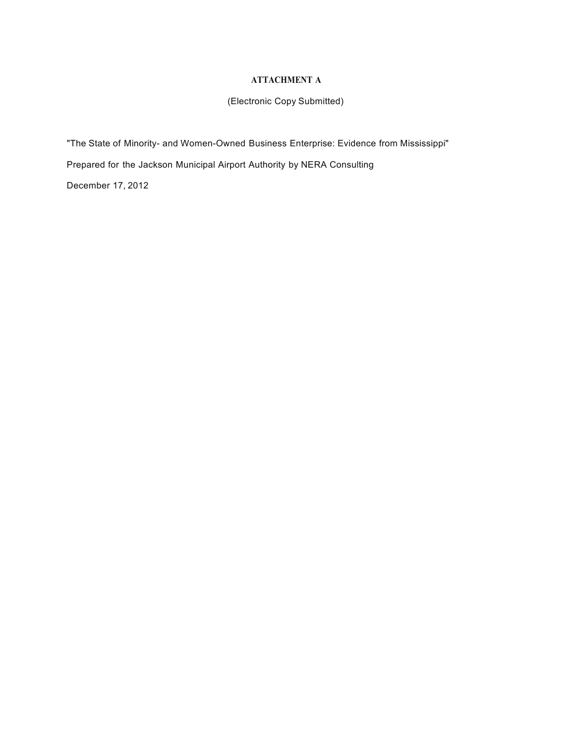**ATTACHMENT A**

(Electronic Copy Submitted)

"The State of Minority- and Women-Owned Business Enterprise: Evidence from Mississippi"

Prepared for the Jackson Municipal Airport Authority by NERA Consulting

December 17, 2012